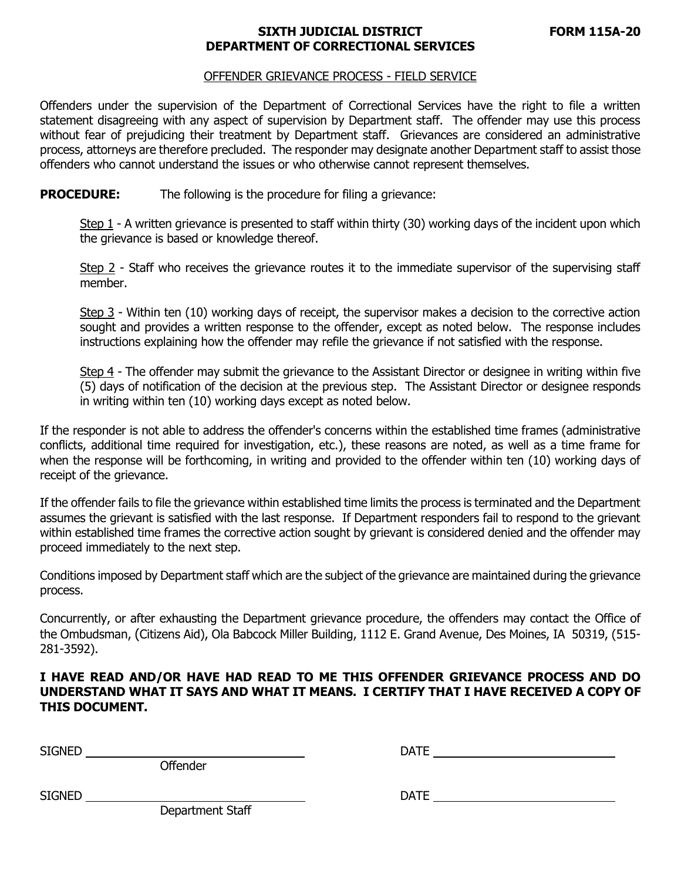**SIXTH JUDICIAL DISTRICT** **FORM 115A-20**
**DEPARTMENT OF CORRECTIONAL SERVICES**

OFFENDER GRIEVANCE PROCESS - FIELD SERVICE

Offenders under the supervision of the Department of Correctional Services have the right to file a written statement disagreeing with any aspect of supervision by Department staff. The offender may use this process without fear of prejudicing their treatment by Department staff. Grievances are considered an administrative process, attorneys are therefore precluded. The responder may designate another Department staff to assist those offenders who cannot understand the issues or who otherwise cannot represent themselves.

**PROCEDURE:** The following is the procedure for filing a grievance:

Step 1 - A written grievance is presented to staff within thirty (30) working days of the incident upon which the grievance is based or knowledge thereof.

Step 2 - Staff who receives the grievance routes it to the immediate supervisor of the supervising staff member.

Step 3 - Within ten (10) working days of receipt, the supervisor makes a decision to the corrective action sought and provides a written response to the offender, except as noted below. The response includes instructions explaining how the offender may refile the grievance if not satisfied with the response.

Step 4 - The offender may submit the grievance to the Assistant Director or designee in writing within five (5) days of notification of the decision at the previous step. The Assistant Director or designee responds in writing within ten (10) working days except as noted below.

If the responder is not able to address the offender's concerns within the established time frames (administrative conflicts, additional time required for investigation, etc.), these reasons are noted, as well as a time frame for when the response will be forthcoming, in writing and provided to the offender within ten (10) working days of receipt of the grievance.

If the offender fails to file the grievance within established time limits the process is terminated and the Department assumes the grievant is satisfied with the last response. If Department responders fail to respond to the grievant within established time frames the corrective action sought by grievant is considered denied and the offender may proceed immediately to the next step.

Conditions imposed by Department staff which are the subject of the grievance are maintained during the grievance process.

Concurrently, or after exhausting the Department grievance procedure, the offenders may contact the Office of the Ombudsman, (Citizens Aid), Ola Babcock Miller Building, 1112 E. Grand Avenue, Des Moines, IA 50319, (515-281-3592).

**I HAVE READ AND/OR HAVE HAD READ TO ME THIS OFFENDER GRIEVANCE PROCESS AND DO UNDERSTAND WHAT IT SAYS AND WHAT IT MEANS. I CERTIFY THAT I HAVE RECEIVED A COPY OF THIS DOCUMENT.**

SIGNED ______________________________ DATE ______________________
Offender

SIGNED ______________________________ DATE ______________________
Department Staff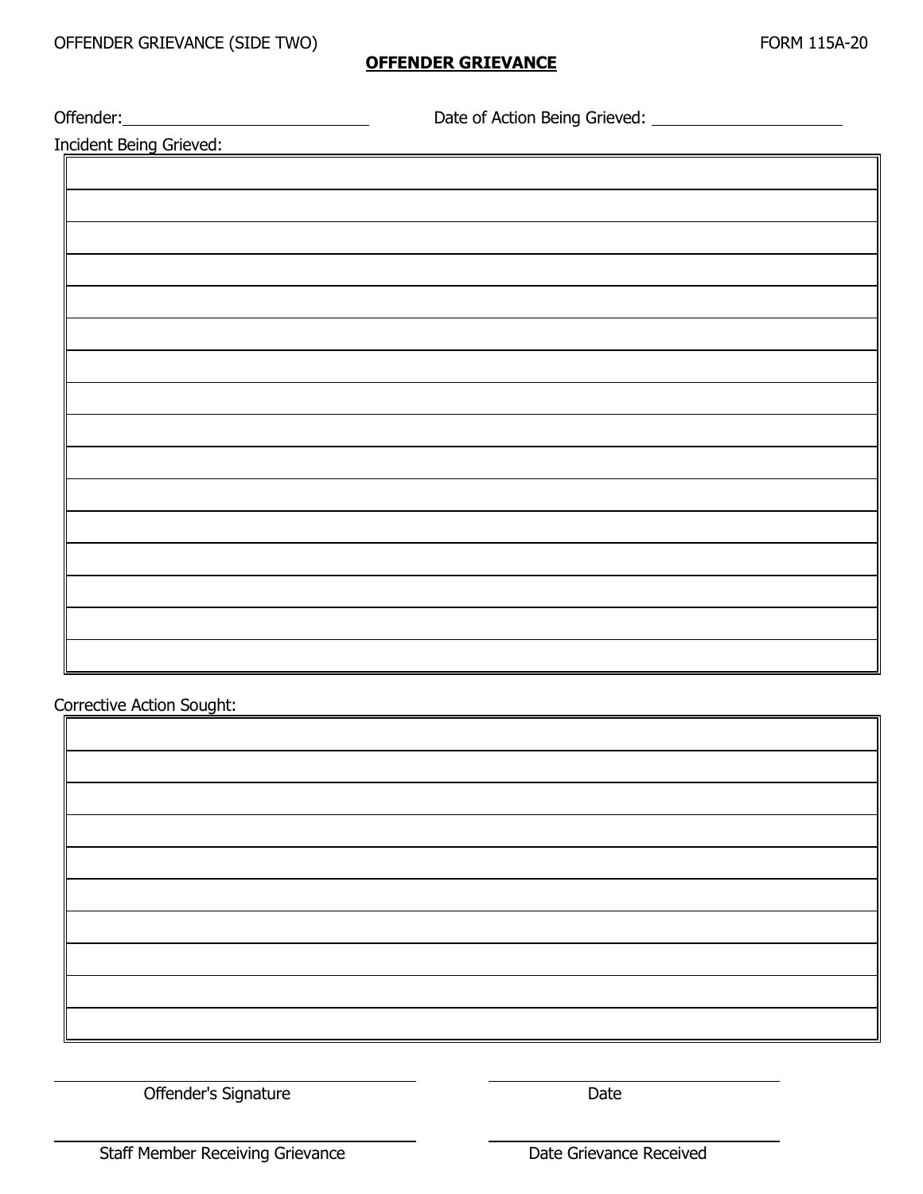OFFENDER GRIEVANCE (SIDE TWO) FORM 115A-20

**OFFENDER GRIEVANCE**

Offender: ______________________________ Date of Action Being Grieved: ______________________

Incident Being Grieved:

| |
|---|
| |
| |
| |
| |
| |
| |
| |
| |
| |
| |
| |
| |
| |
| |
| |

Corrective Action Sought:

| |
|---|
| |
| |
| |
| |
| |
| |
| |
| |
| |
| |

______________________________ ______________________________
Offender's Signature Date

______________________________ ______________________________
Staff Member Receiving Grievance Date Grievance Received